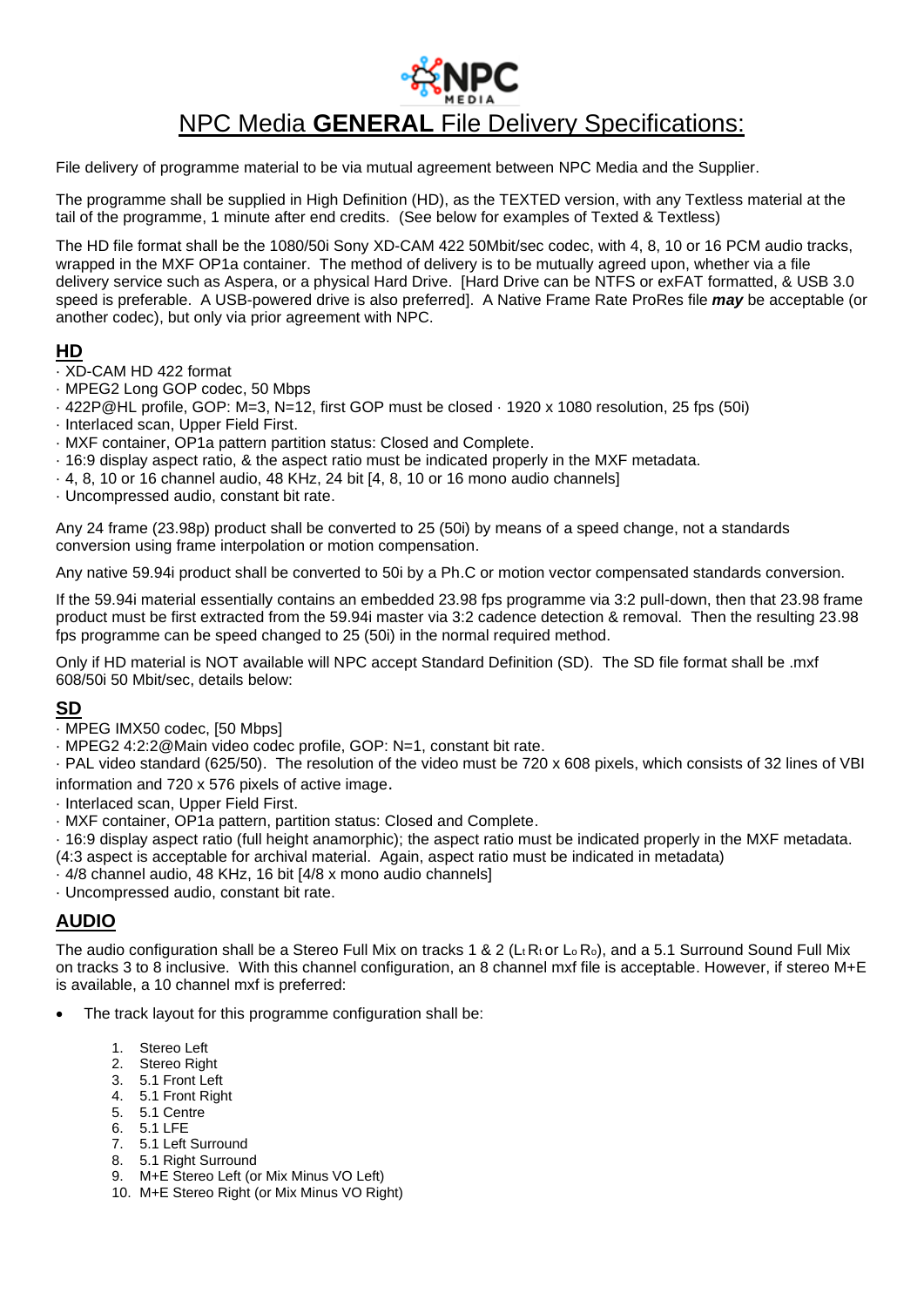# NPC Media **GENERAL** File Delivery Specifications:

File delivery of programme material to be via mutual agreement between NPC Media and the Supplier.

The programme shall be supplied in High Definition (HD), as the TEXTED version, with any Textless material at the tail of the programme, 1 minute after end credits. (See below for examples of Texted & Textless)

The HD file format shall be the 1080/50i Sony XD-CAM 422 50Mbit/sec codec, with 4, 8, 10 or 16 PCM audio tracks, wrapped in the MXF OP1a container. The method of delivery is to be mutually agreed upon, whether via a file delivery service such as Aspera, or a physical Hard Drive. [Hard Drive can be NTFS or exFAT formatted, & USB 3.0 speed is preferable. A USB-powered drive is also preferred]. A Native Frame Rate ProRes file ***may*** be acceptable (or another codec), but only via prior agreement with NPC.

## HD

· XD-CAM HD 422 format
· MPEG2 Long GOP codec, 50 Mbps
· 422P@HL profile, GOP: M=3, N=12, first GOP must be closed · 1920 x 1080 resolution, 25 fps (50i)
· Interlaced scan, Upper Field First.
· MXF container, OP1a pattern partition status: Closed and Complete.
· 16:9 display aspect ratio, & the aspect ratio must be indicated properly in the MXF metadata.
· 4, 8, 10 or 16 channel audio, 48 KHz, 24 bit [4, 8, 10 or 16 mono audio channels]
· Uncompressed audio, constant bit rate.

Any 24 frame (23.98p) product shall be converted to 25 (50i) by means of a speed change, not a standards conversion using frame interpolation or motion compensation.

Any native 59.94i product shall be converted to 50i by a Ph.C or motion vector compensated standards conversion.

If the 59.94i material essentially contains an embedded 23.98 fps programme via 3:2 pull-down, then that 23.98 frame product must be first extracted from the 59.94i master via 3:2 cadence detection & removal. Then the resulting 23.98 fps programme can be speed changed to 25 (50i) in the normal required method.

Only if HD material is NOT available will NPC accept Standard Definition (SD). The SD file format shall be .mxf 608/50i 50 Mbit/sec, details below:

## SD

· MPEG IMX50 codec, [50 Mbps]
· MPEG2 4:2:2@Main video codec profile, GOP: N=1, constant bit rate.
· PAL video standard (625/50). The resolution of the video must be 720 x 608 pixels, which consists of 32 lines of VBI information and 720 x 576 pixels of active image.
· Interlaced scan, Upper Field First.
· MXF container, OP1a pattern, partition status: Closed and Complete.
· 16:9 display aspect ratio (full height anamorphic); the aspect ratio must be indicated properly in the MXF metadata. (4:3 aspect is acceptable for archival material. Again, aspect ratio must be indicated in metadata)
· 4/8 channel audio, 48 KHz, 16 bit [4/8 x mono audio channels]
· Uncompressed audio, constant bit rate.

## AUDIO

The audio configuration shall be a Stereo Full Mix on tracks 1 & 2 ($L_t R_t$ or $L_o R_o$), and a 5.1 Surround Sound Full Mix on tracks 3 to 8 inclusive. With this channel configuration, an 8 channel mxf file is acceptable. However, if stereo M+E is available, a 10 channel mxf is preferred:

- The track layout for this programme configuration shall be:

    1. Stereo Left
    2. Stereo Right
    3. 5.1 Front Left
    4. 5.1 Front Right
    5. 5.1 Centre
    6. 5.1 LFE
    7. 5.1 Left Surround
    8. 5.1 Right Surround
    9. M+E Stereo Left (or Mix Minus VO Left)
    10. M+E Stereo Right (or Mix Minus VO Right)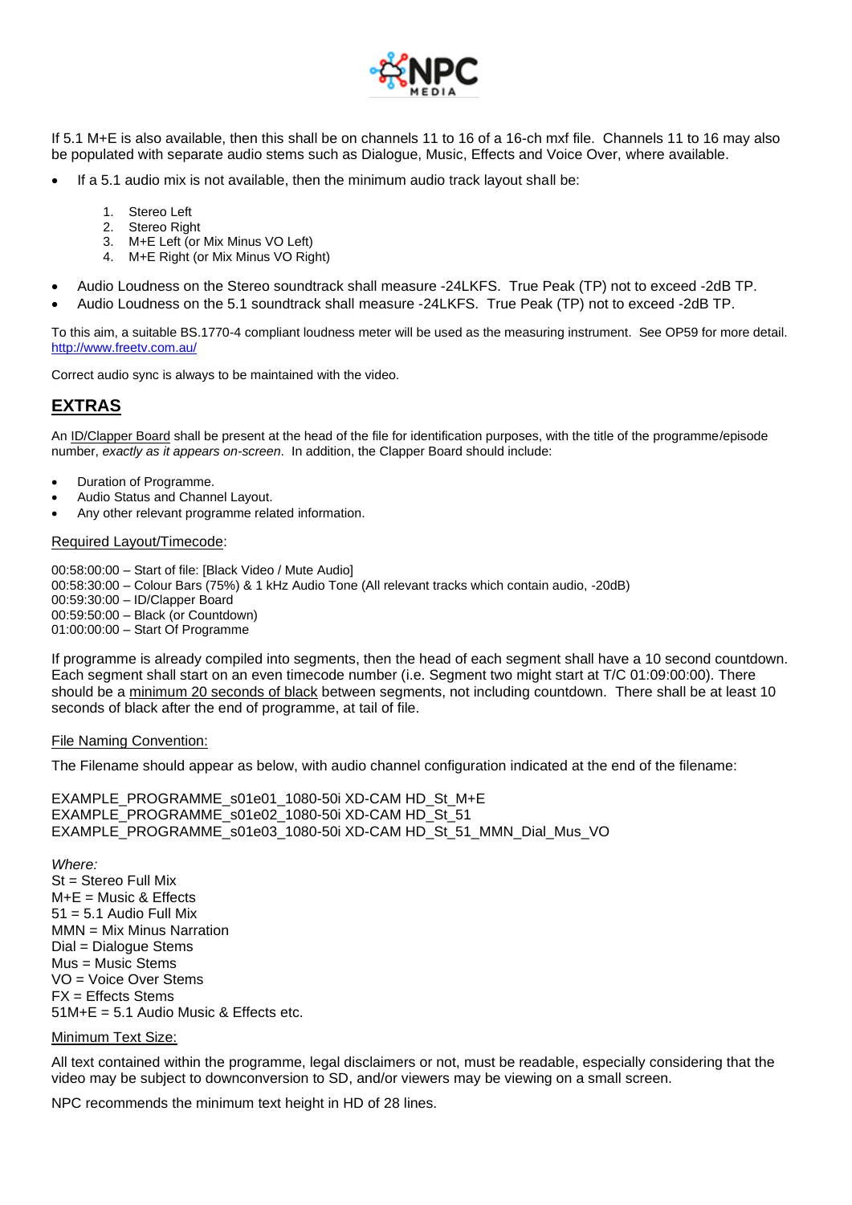If 5.1 M+E is also available, then this shall be on channels 11 to 16 of a 16-ch mxf file. Channels 11 to 16 may also be populated with separate audio stems such as Dialogue, Music, Effects and Voice Over, where available.

- If a 5.1 audio mix is not available, then the minimum audio track layout shall be:

    1. Stereo Left
    2. Stereo Right
    3. M+E Left (or Mix Minus VO Left)
    4. M+E Right (or Mix Minus VO Right)

- Audio Loudness on the Stereo soundtrack shall measure -24LKFS. True Peak (TP) not to exceed -2dB TP.
- Audio Loudness on the 5.1 soundtrack shall measure -24LKFS. True Peak (TP) not to exceed -2dB TP.

To this aim, a suitable BS.1770-4 compliant loudness meter will be used as the measuring instrument. See OP59 for more detail. http://www.freetv.com.au/

Correct audio sync is always to be maintained with the video.

## EXTRAS

An ID/Clapper Board shall be present at the head of the file for identification purposes, with the title of the programme/episode number, *exactly as it appears on-screen*. In addition, the Clapper Board should include:

- Duration of Programme.
- Audio Status and Channel Layout.
- Any other relevant programme related information.

Required Layout/Timecode:

00:58:00:00 – Start of file: [Black Video / Mute Audio]
00:58:30:00 – Colour Bars (75%) & 1 kHz Audio Tone (All relevant tracks which contain audio, -20dB)
00:59:30:00 – ID/Clapper Board
00:59:50:00 – Black (or Countdown)
01:00:00:00 – Start Of Programme

If programme is already compiled into segments, then the head of each segment shall have a 10 second countdown. Each segment shall start on an even timecode number (i.e. Segment two might start at T/C 01:09:00:00). There should be a minimum 20 seconds of black between segments, not including countdown. There shall be at least 10 seconds of black after the end of programme, at tail of file.

File Naming Convention:

The Filename should appear as below, with audio channel configuration indicated at the end of the filename:

EXAMPLE_PROGRAMME_s01e01_1080-50i XD-CAM HD_St_M+E
EXAMPLE_PROGRAMME_s01e02_1080-50i XD-CAM HD_St_51
EXAMPLE_PROGRAMME_s01e03_1080-50i XD-CAM HD_St_51_MMN_Dial_Mus_VO

*Where:*
St = Stereo Full Mix
M+E = Music & Effects
51 = 5.1 Audio Full Mix
MMN = Mix Minus Narration
Dial = Dialogue Stems
Mus = Music Stems
VO = Voice Over Stems
FX = Effects Stems
51M+E = 5.1 Audio Music & Effects etc.

Minimum Text Size:

All text contained within the programme, legal disclaimers or not, must be readable, especially considering that the video may be subject to downconversion to SD, and/or viewers may be viewing on a small screen.

NPC recommends the minimum text height in HD of 28 lines.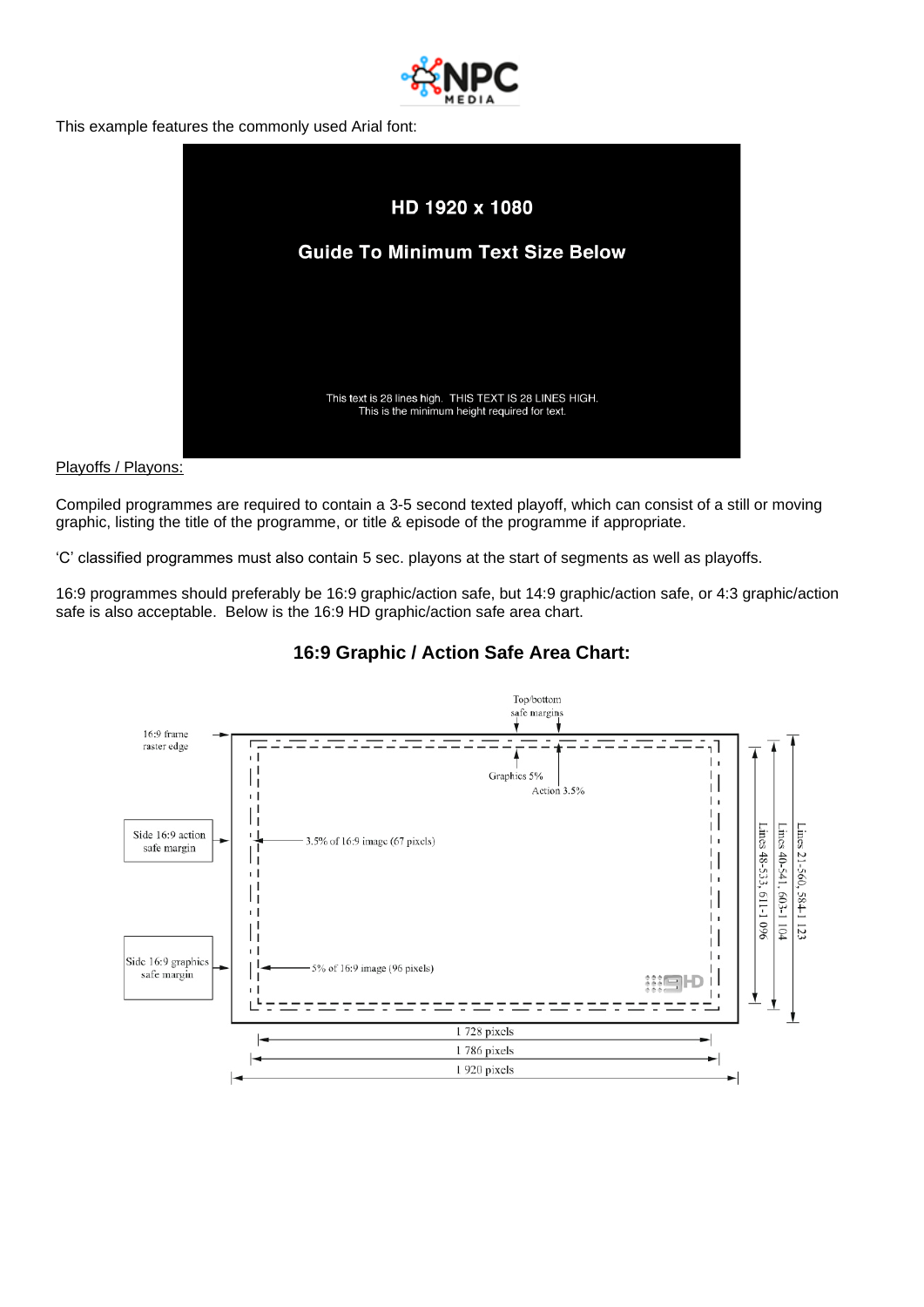This example features the commonly used Arial font:

HD 1920 x 1080

Guide To Minimum Text Size Below

This text is 28 lines high. THIS TEXT IS 28 LINES HIGH.
This is the minimum height required for text.

Playoffs / Playons:

Compiled programmes are required to contain a 3-5 second texted playoff, which can consist of a still or moving graphic, listing the title of the programme, or title & episode of the programme if appropriate.

'C' classified programmes must also contain 5 sec. playons at the start of segments as well as playoffs.

16:9 programmes should preferably be 16:9 graphic/action safe, but 14:9 graphic/action safe, or 4:3 graphic/action safe is also acceptable. Below is the 16:9 HD graphic/action safe area chart.

## 16:9 Graphic / Action Safe Area Chart:

Top/bottom safe margins

16:9 frame raster edge

Graphics 5%

Action 3.5%

Side 16:9 action safe margin — 3.5% of 16:9 image (67 pixels)

Side 16:9 graphics safe margin — 5% of 16:9 image (96 pixels)

Lines 48-533, 611-1 096

Lines 40-541, 603-1 104

Lines 21-560, 584-1 123

1 728 pixels

1 786 pixels

1 920 pixels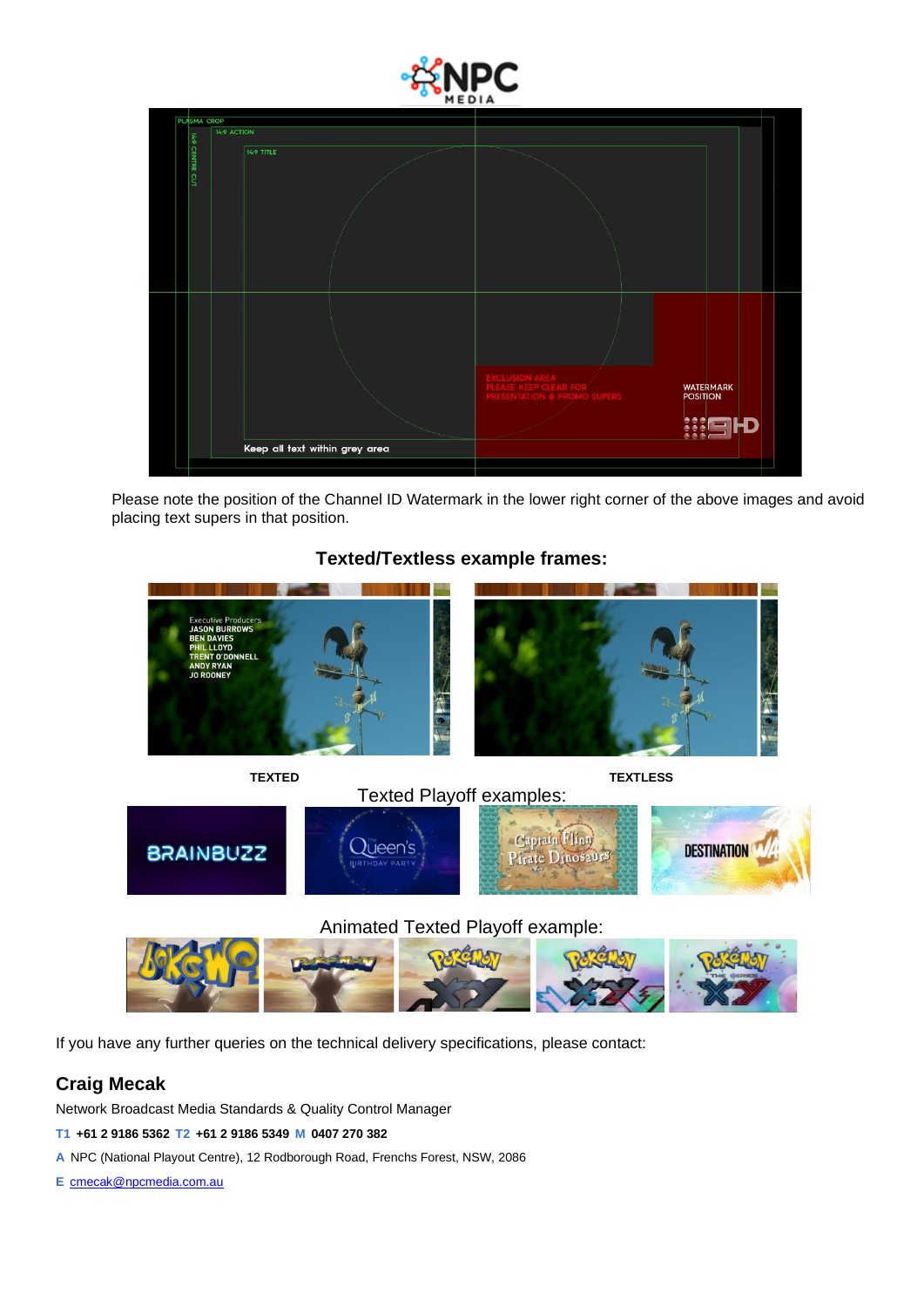Please note the position of the Channel ID Watermark in the lower right corner of the above images and avoid placing text supers in that position.

## Texted/Textless example frames:

**TEXTED** **TEXTLESS**

Texted Playoff examples:

Animated Texted Playoff example:

If you have any further queries on the technical delivery specifications, please contact:

### Craig Mecak

Network Broadcast Media Standards & Quality Control Manager

**T1** **+61 2 9186 5362** **T2** **+61 2 9186 5349** **M** **0407 270 382**

**A** NPC (National Playout Centre), 12 Rodborough Road, Frenchs Forest, NSW, 2086

**E** cmecak@npcmedia.com.au